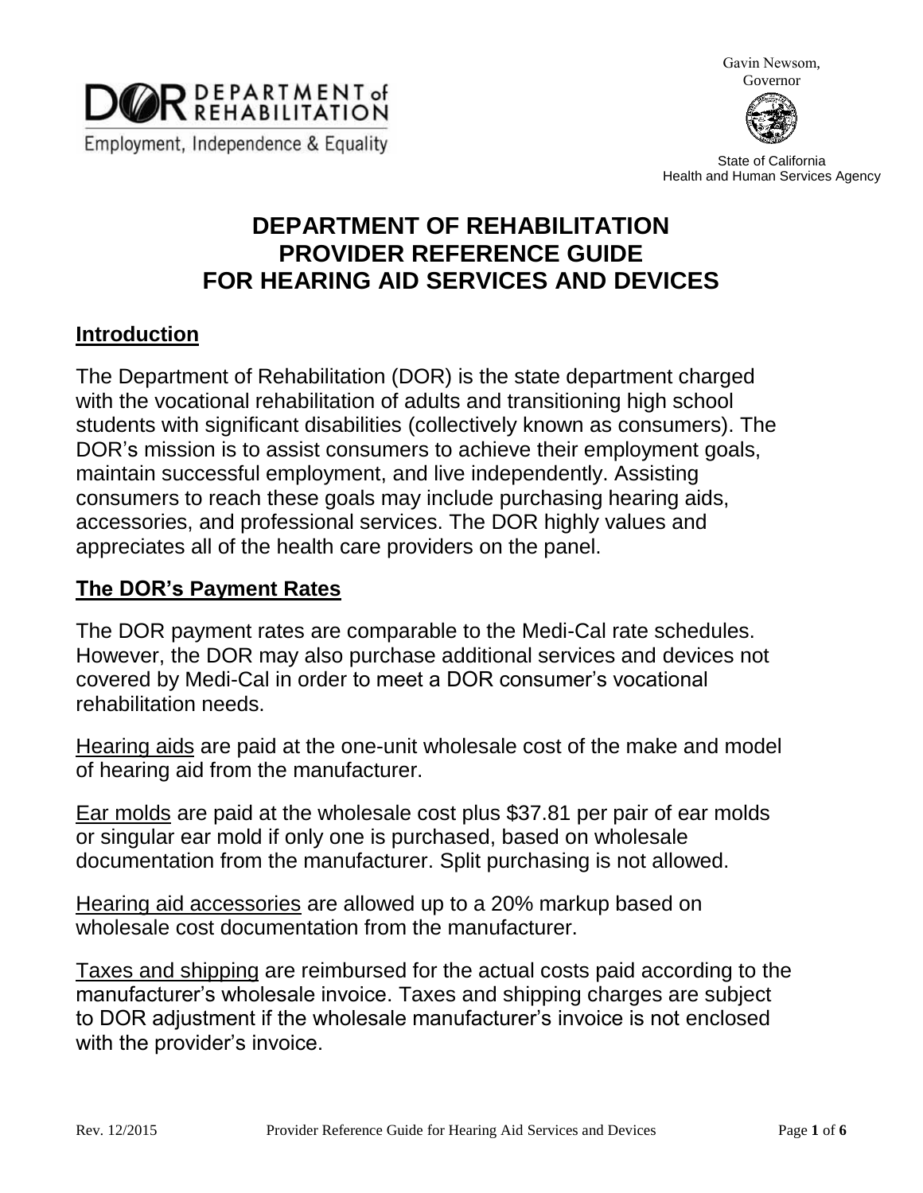DEPARTMENT of REHABILITATION

Employment, Independence & Equality

Gavin Newsom, Governor

State of California
Health and Human Services Agency

# DEPARTMENT OF REHABILITATION PROVIDER REFERENCE GUIDE FOR HEARING AID SERVICES AND DEVICES

## Introduction

The Department of Rehabilitation (DOR) is the state department charged with the vocational rehabilitation of adults and transitioning high school students with significant disabilities (collectively known as consumers). The DOR's mission is to assist consumers to achieve their employment goals, maintain successful employment, and live independently. Assisting consumers to reach these goals may include purchasing hearing aids, accessories, and professional services. The DOR highly values and appreciates all of the health care providers on the panel.

## The DOR's Payment Rates

The DOR payment rates are comparable to the Medi-Cal rate schedules. However, the DOR may also purchase additional services and devices not covered by Medi-Cal in order to meet a DOR consumer's vocational rehabilitation needs.

Hearing aids are paid at the one-unit wholesale cost of the make and model of hearing aid from the manufacturer.

Ear molds are paid at the wholesale cost plus $37.81 per pair of ear molds or singular ear mold if only one is purchased, based on wholesale documentation from the manufacturer. Split purchasing is not allowed.

Hearing aid accessories are allowed up to a 20% markup based on wholesale cost documentation from the manufacturer.

Taxes and shipping are reimbursed for the actual costs paid according to the manufacturer's wholesale invoice. Taxes and shipping charges are subject to DOR adjustment if the wholesale manufacturer's invoice is not enclosed with the provider's invoice.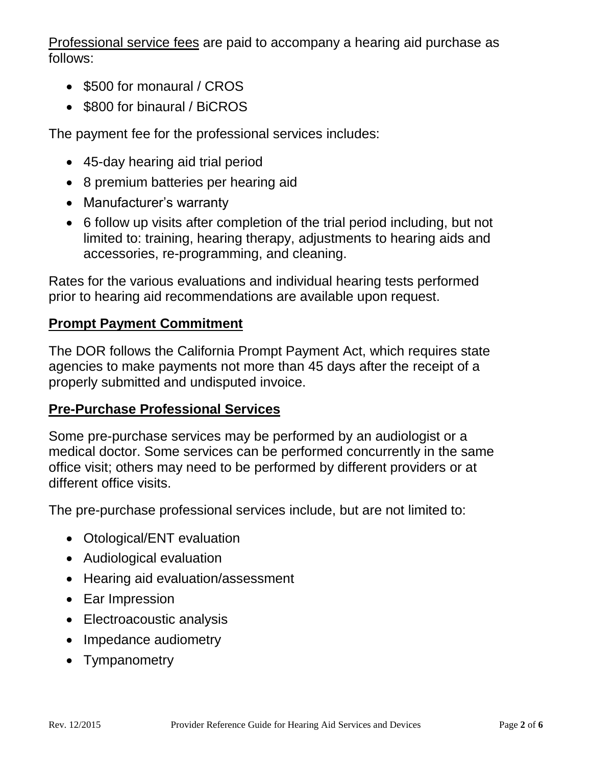Professional service fees are paid to accompany a hearing aid purchase as follows:

- $500 for monaural / CROS
- $800 for binaural / BiCROS

The payment fee for the professional services includes:

- 45-day hearing aid trial period
- 8 premium batteries per hearing aid
- Manufacturer's warranty
- 6 follow up visits after completion of the trial period including, but not limited to: training, hearing therapy, adjustments to hearing aids and accessories, re-programming, and cleaning.

Rates for the various evaluations and individual hearing tests performed prior to hearing aid recommendations are available upon request.

## Prompt Payment Commitment

The DOR follows the California Prompt Payment Act, which requires state agencies to make payments not more than 45 days after the receipt of a properly submitted and undisputed invoice.

## Pre-Purchase Professional Services

Some pre-purchase services may be performed by an audiologist or a medical doctor. Some services can be performed concurrently in the same office visit; others may need to be performed by different providers or at different office visits.

The pre-purchase professional services include, but are not limited to:

- Otological/ENT evaluation
- Audiological evaluation
- Hearing aid evaluation/assessment
- Ear Impression
- Electroacoustic analysis
- Impedance audiometry
- Tympanometry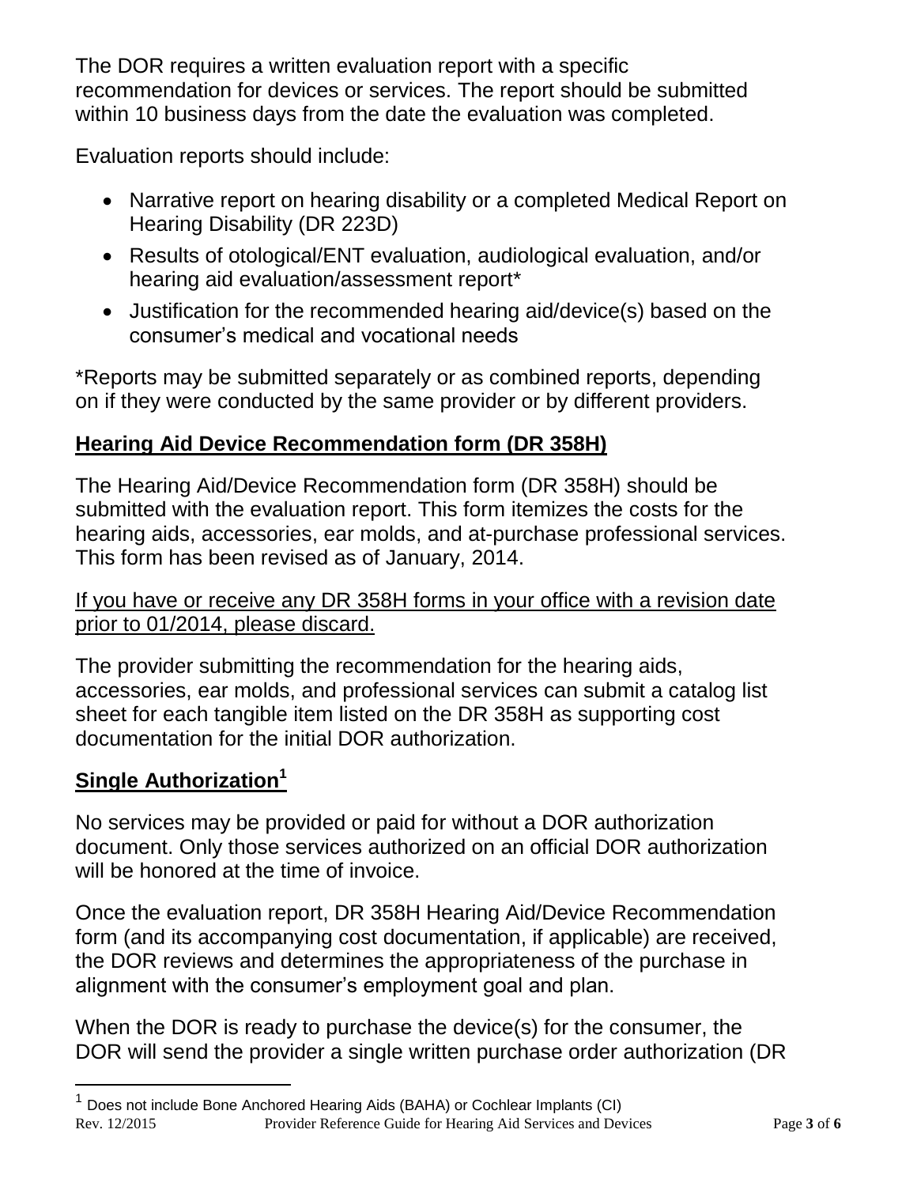The DOR requires a written evaluation report with a specific recommendation for devices or services. The report should be submitted within 10 business days from the date the evaluation was completed.

Evaluation reports should include:

- Narrative report on hearing disability or a completed Medical Report on Hearing Disability (DR 223D)
- Results of otological/ENT evaluation, audiological evaluation, and/or hearing aid evaluation/assessment report*
- Justification for the recommended hearing aid/device(s) based on the consumer's medical and vocational needs

*Reports may be submitted separately or as combined reports, depending on if they were conducted by the same provider or by different providers.

## **Hearing Aid Device Recommendation form (DR 358H)**

The Hearing Aid/Device Recommendation form (DR 358H) should be submitted with the evaluation report. This form itemizes the costs for the hearing aids, accessories, ear molds, and at-purchase professional services. This form has been revised as of January, 2014.

If you have or receive any DR 358H forms in your office with a revision date prior to 01/2014, please discard.

The provider submitting the recommendation for the hearing aids, accessories, ear molds, and professional services can submit a catalog list sheet for each tangible item listed on the DR 358H as supporting cost documentation for the initial DOR authorization.

## **Single Authorization[1]**

No services may be provided or paid for without a DOR authorization document. Only those services authorized on an official DOR authorization will be honored at the time of invoice.

Once the evaluation report, DR 358H Hearing Aid/Device Recommendation form (and its accompanying cost documentation, if applicable) are received, the DOR reviews and determines the appropriateness of the purchase in alignment with the consumer's employment goal and plan.

When the DOR is ready to purchase the device(s) for the consumer, the DOR will send the provider a single written purchase order authorization (DR

[1] Does not include Bone Anchored Hearing Aids (BAHA) or Cochlear Implants (CI)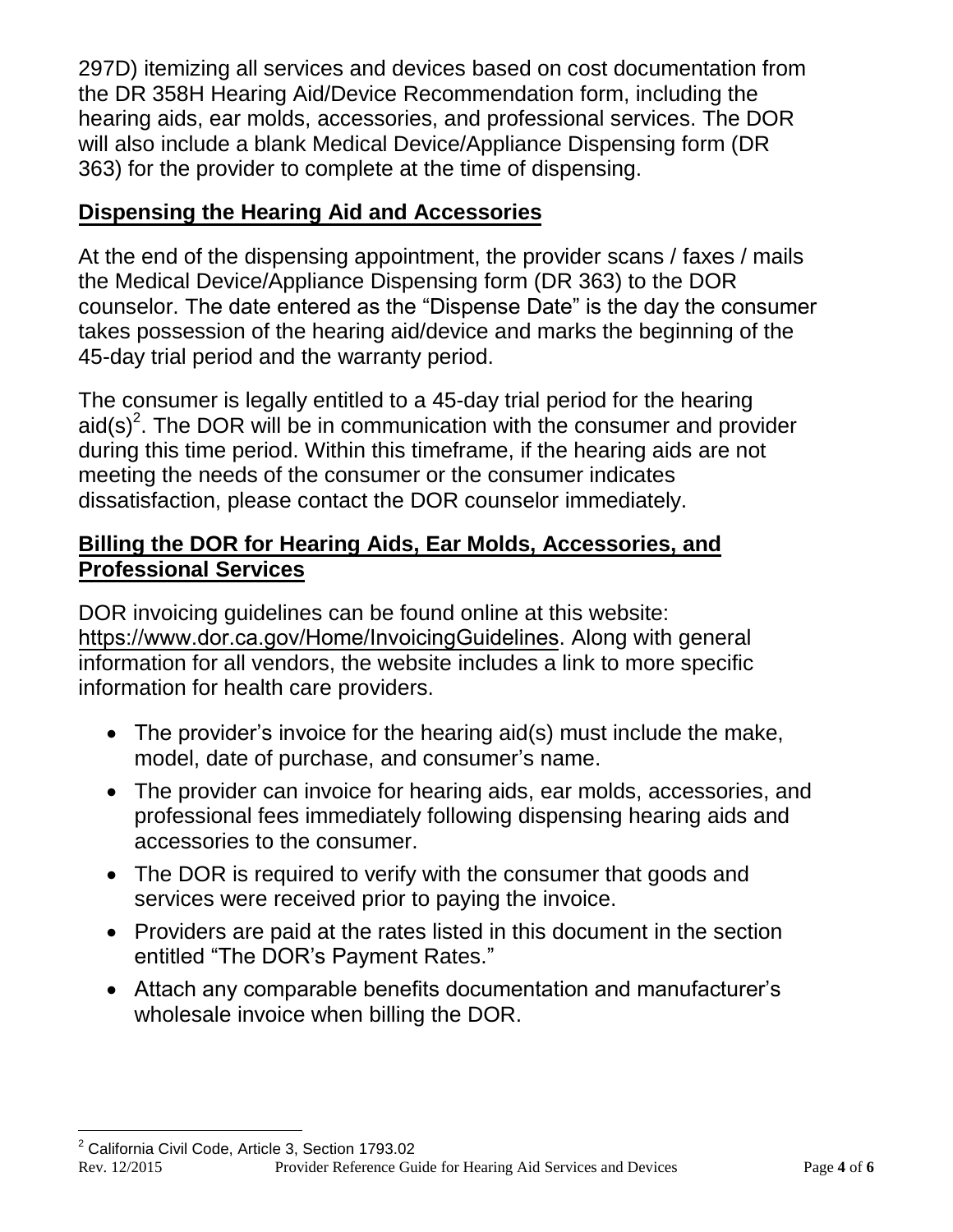297D) itemizing all services and devices based on cost documentation from the DR 358H Hearing Aid/Device Recommendation form, including the hearing aids, ear molds, accessories, and professional services. The DOR will also include a blank Medical Device/Appliance Dispensing form (DR 363) for the provider to complete at the time of dispensing.

## Dispensing the Hearing Aid and Accessories

At the end of the dispensing appointment, the provider scans / faxes / mails the Medical Device/Appliance Dispensing form (DR 363) to the DOR counselor. The date entered as the "Dispense Date" is the day the consumer takes possession of the hearing aid/device and marks the beginning of the 45-day trial period and the warranty period.

The consumer is legally entitled to a 45-day trial period for the hearing aid(s)[2]. The DOR will be in communication with the consumer and provider during this time period. Within this timeframe, if the hearing aids are not meeting the needs of the consumer or the consumer indicates dissatisfaction, please contact the DOR counselor immediately.

## Billing the DOR for Hearing Aids, Ear Molds, Accessories, and Professional Services

DOR invoicing guidelines can be found online at this website: https://www.dor.ca.gov/Home/InvoicingGuidelines. Along with general information for all vendors, the website includes a link to more specific information for health care providers.

- The provider's invoice for the hearing aid(s) must include the make, model, date of purchase, and consumer's name.
- The provider can invoice for hearing aids, ear molds, accessories, and professional fees immediately following dispensing hearing aids and accessories to the consumer.
- The DOR is required to verify with the consumer that goods and services were received prior to paying the invoice.
- Providers are paid at the rates listed in this document in the section entitled "The DOR's Payment Rates."
- Attach any comparable benefits documentation and manufacturer's wholesale invoice when billing the DOR.

[2] California Civil Code, Article 3, Section 1793.02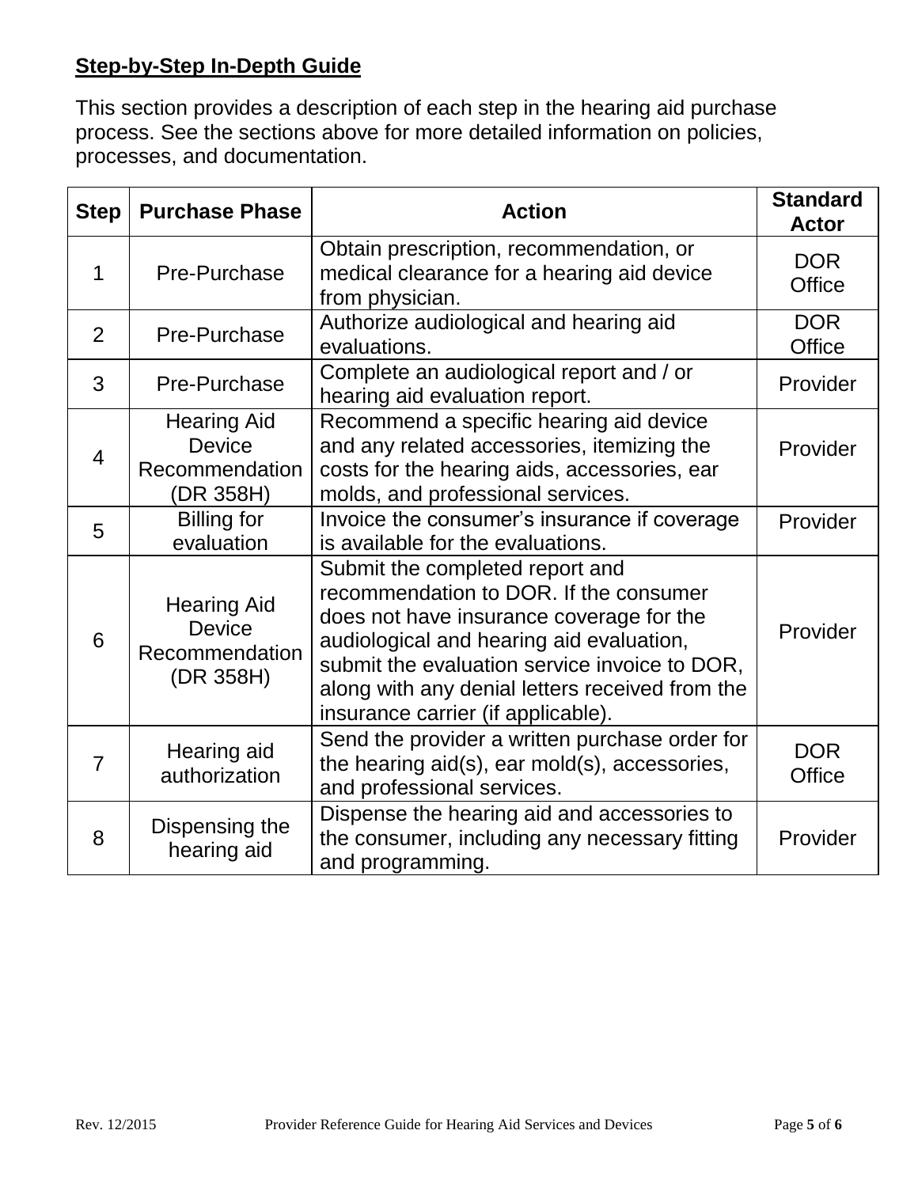## Step-by-Step In-Depth Guide

This section provides a description of each step in the hearing aid purchase process. See the sections above for more detailed information on policies, processes, and documentation.

| Step | Purchase Phase | Action | Standard Actor |
|---|---|---|---|
| 1 | Pre-Purchase | Obtain prescription, recommendation, or medical clearance for a hearing aid device from physician. | DOR Office |
| 2 | Pre-Purchase | Authorize audiological and hearing aid evaluations. | DOR Office |
| 3 | Pre-Purchase | Complete an audiological report and / or hearing aid evaluation report. | Provider |
| 4 | Hearing Aid Device Recommendation (DR 358H) | Recommend a specific hearing aid device and any related accessories, itemizing the costs for the hearing aids, accessories, ear molds, and professional services. | Provider |
| 5 | Billing for evaluation | Invoice the consumer's insurance if coverage is available for the evaluations. | Provider |
| 6 | Hearing Aid Device Recommendation (DR 358H) | Submit the completed report and recommendation to DOR. If the consumer does not have insurance coverage for the audiological and hearing aid evaluation, submit the evaluation service invoice to DOR, along with any denial letters received from the insurance carrier (if applicable). | Provider |
| 7 | Hearing aid authorization | Send the provider a written purchase order for the hearing aid(s), ear mold(s), accessories, and professional services. | DOR Office |
| 8 | Dispensing the hearing aid | Dispense the hearing aid and accessories to the consumer, including any necessary fitting and programming. | Provider |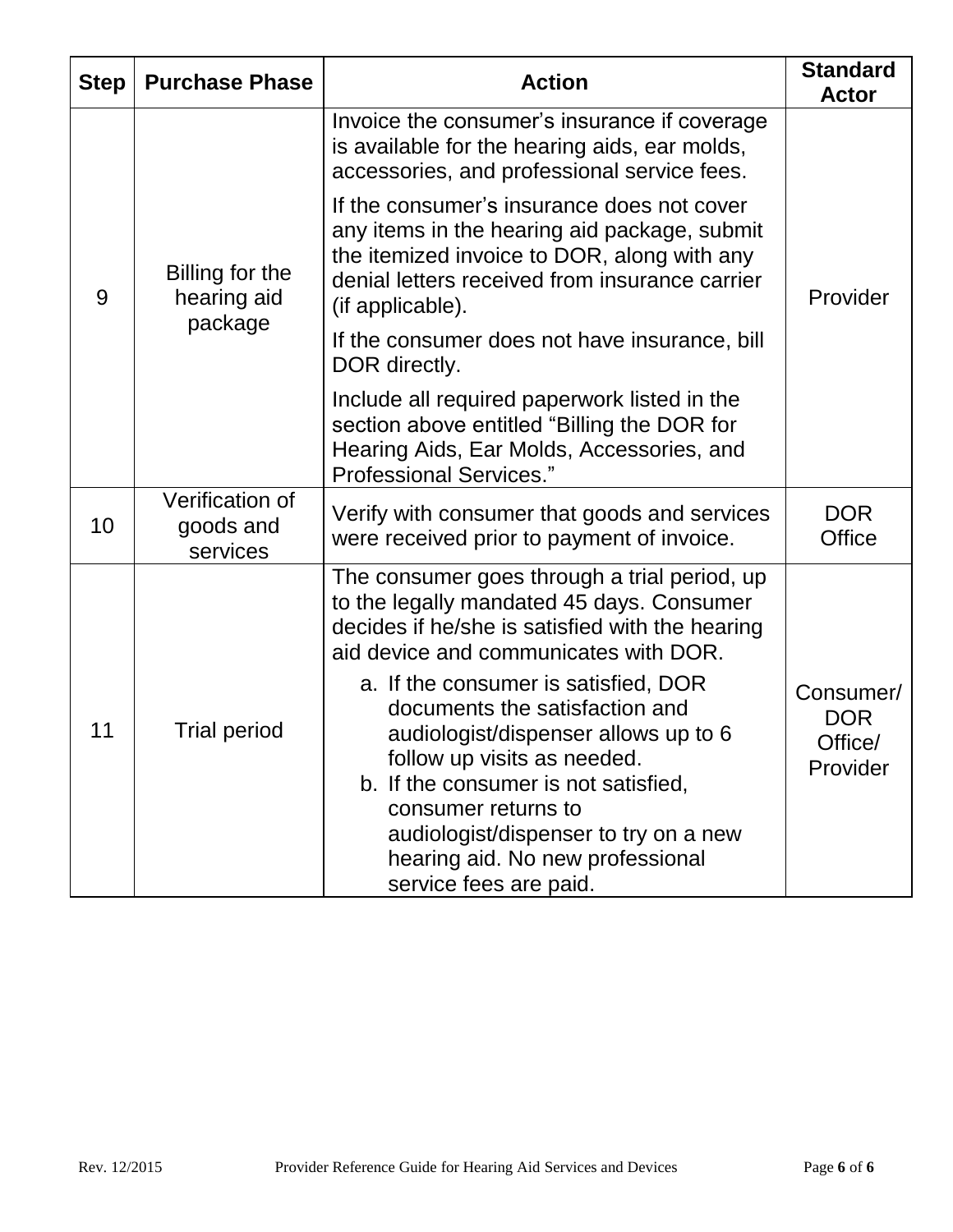| Step | Purchase Phase | Action | Standard Actor |
| --- | --- | --- | --- |
| 9 | Billing for the hearing aid package | Invoice the consumer's insurance if coverage is available for the hearing aids, ear molds, accessories, and professional service fees.<br><br>If the consumer's insurance does not cover any items in the hearing aid package, submit the itemized invoice to DOR, along with any denial letters received from insurance carrier (if applicable).<br><br>If the consumer does not have insurance, bill DOR directly.<br><br>Include all required paperwork listed in the section above entitled "Billing the DOR for Hearing Aids, Ear Molds, Accessories, and Professional Services." | Provider |
| 10 | Verification of goods and services | Verify with consumer that goods and services were received prior to payment of invoice. | DOR Office |
| 11 | Trial period | The consumer goes through a trial period, up to the legally mandated 45 days. Consumer decides if he/she is satisfied with the hearing aid device and communicates with DOR.<br><br>a. If the consumer is satisfied, DOR documents the satisfaction and audiologist/dispenser allows up to 6 follow up visits as needed.<br>b. If the consumer is not satisfied, consumer returns to audiologist/dispenser to try on a new hearing aid. No new professional service fees are paid. | Consumer/ DOR Office/ Provider |